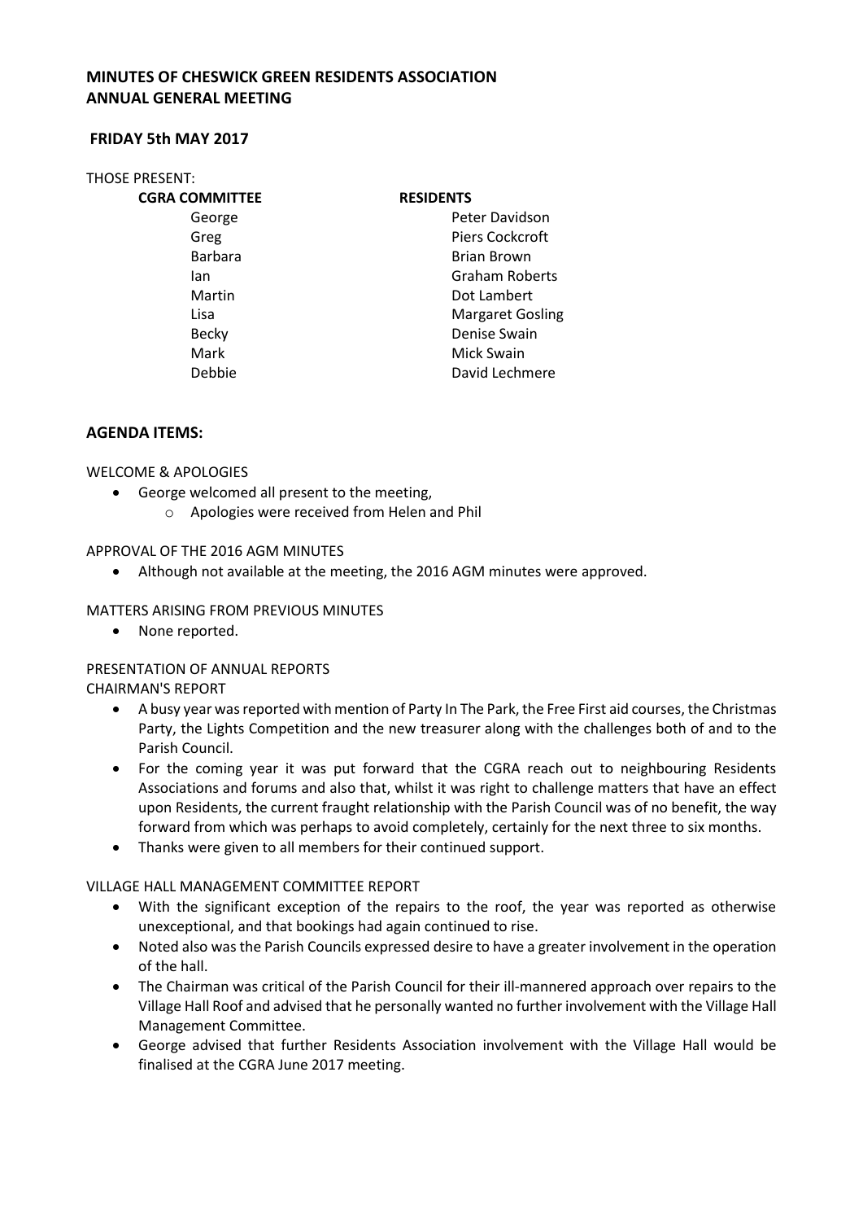# MINUTES OF CHESWICK GREEN RESIDENTS ASSOCIATION
# ANNUAL GENERAL MEETING

## FRIDAY 5th MAY 2017

THOSE PRESENT:

| CGRA COMMITTEE | RESIDENTS |
|---|---|
| George | Peter Davidson |
| Greg | Piers Cockcroft |
| Barbara | Brian Brown |
| Ian | Graham Roberts |
| Martin | Dot Lambert |
| Lisa | Margaret Gosling |
| Becky | Denise Swain |
| Mark | Mick Swain |
| Debbie | David Lechmere |

## AGENDA ITEMS:

WELCOME & APOLOGIES

- George welcomed all present to the meeting,
    - Apologies were received from Helen and Phil

APPROVAL OF THE 2016 AGM MINUTES

- Although not available at the meeting, the 2016 AGM minutes were approved.

MATTERS ARISING FROM PREVIOUS MINUTES

- None reported.

PRESENTATION OF ANNUAL REPORTS

CHAIRMAN'S REPORT

- A busy year was reported with mention of Party In The Park, the Free First aid courses, the Christmas Party, the Lights Competition and the new treasurer along with the challenges both of and to the Parish Council.
- For the coming year it was put forward that the CGRA reach out to neighbouring Residents Associations and forums and also that, whilst it was right to challenge matters that have an effect upon Residents, the current fraught relationship with the Parish Council was of no benefit, the way forward from which was perhaps to avoid completely, certainly for the next three to six months.
- Thanks were given to all members for their continued support.

VILLAGE HALL MANAGEMENT COMMITTEE REPORT

- With the significant exception of the repairs to the roof, the year was reported as otherwise unexceptional, and that bookings had again continued to rise.
- Noted also was the Parish Councils expressed desire to have a greater involvement in the operation of the hall.
- The Chairman was critical of the Parish Council for their ill-mannered approach over repairs to the Village Hall Roof and advised that he personally wanted no further involvement with the Village Hall Management Committee.
- George advised that further Residents Association involvement with the Village Hall would be finalised at the CGRA June 2017 meeting.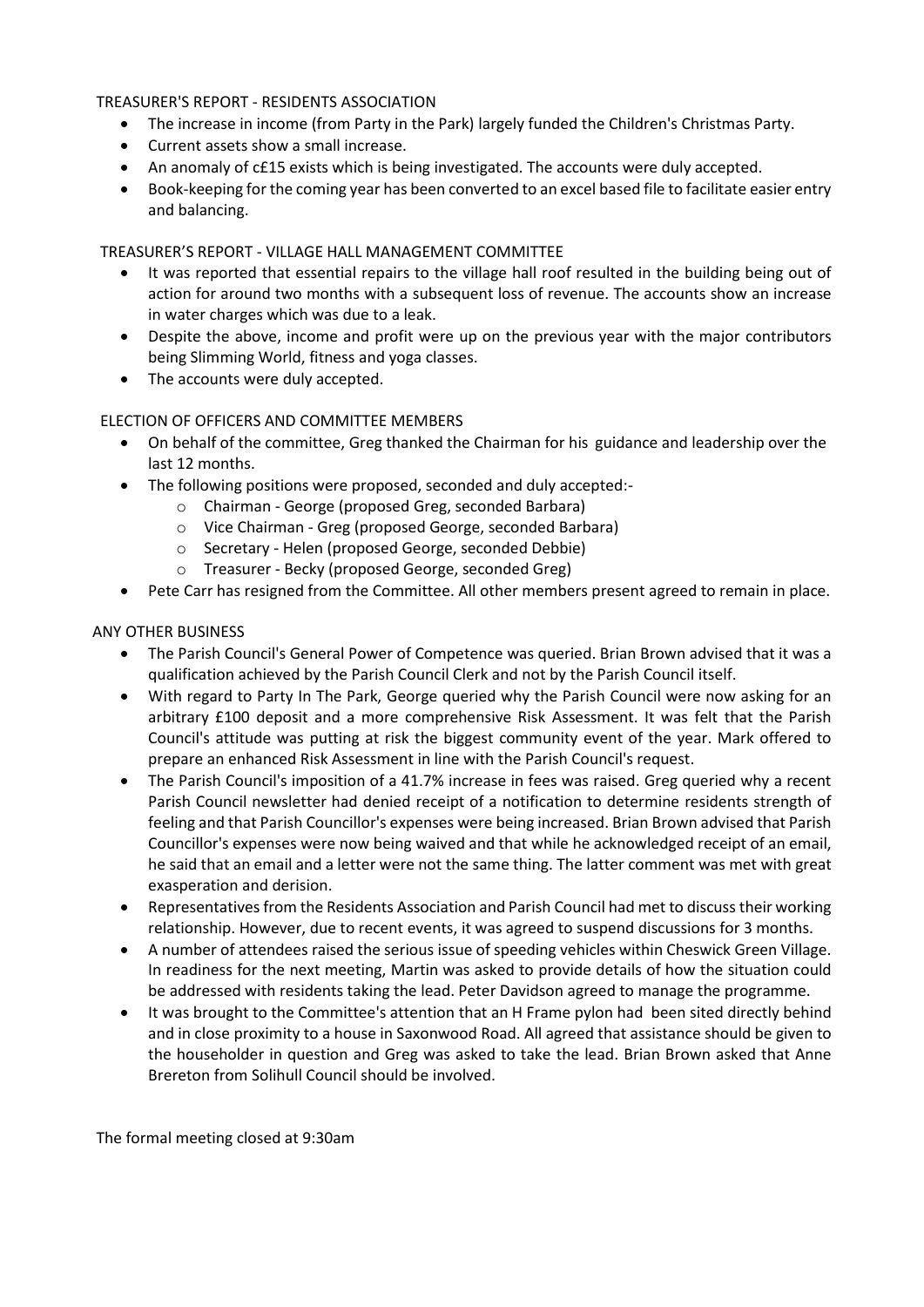## TREASURER'S REPORT - RESIDENTS ASSOCIATION

- The increase in income (from Party in the Park) largely funded the Children's Christmas Party.
- Current assets show a small increase.
- An anomaly of c£15 exists which is being investigated. The accounts were duly accepted.
- Book-keeping for the coming year has been converted to an excel based file to facilitate easier entry and balancing.

## TREASURER'S REPORT - VILLAGE HALL MANAGEMENT COMMITTEE

- It was reported that essential repairs to the village hall roof resulted in the building being out of action for around two months with a subsequent loss of revenue. The accounts show an increase in water charges which was due to a leak.
- Despite the above, income and profit were up on the previous year with the major contributors being Slimming World, fitness and yoga classes.
- The accounts were duly accepted.

## ELECTION OF OFFICERS AND COMMITTEE MEMBERS

- On behalf of the committee, Greg thanked the Chairman for his guidance and leadership over the last 12 months.
- The following positions were proposed, seconded and duly accepted:-
  - Chairman - George (proposed Greg, seconded Barbara)
  - Vice Chairman - Greg (proposed George, seconded Barbara)
  - Secretary - Helen (proposed George, seconded Debbie)
  - Treasurer - Becky (proposed George, seconded Greg)
- Pete Carr has resigned from the Committee. All other members present agreed to remain in place.

## ANY OTHER BUSINESS

- The Parish Council's General Power of Competence was queried. Brian Brown advised that it was a qualification achieved by the Parish Council Clerk and not by the Parish Council itself.
- With regard to Party In The Park, George queried why the Parish Council were now asking for an arbitrary £100 deposit and a more comprehensive Risk Assessment. It was felt that the Parish Council's attitude was putting at risk the biggest community event of the year. Mark offered to prepare an enhanced Risk Assessment in line with the Parish Council's request.
- The Parish Council's imposition of a 41.7% increase in fees was raised. Greg queried why a recent Parish Council newsletter had denied receipt of a notification to determine residents strength of feeling and that Parish Councillor's expenses were being increased. Brian Brown advised that Parish Councillor's expenses were now being waived and that while he acknowledged receipt of an email, he said that an email and a letter were not the same thing. The latter comment was met with great exasperation and derision.
- Representatives from the Residents Association and Parish Council had met to discuss their working relationship. However, due to recent events, it was agreed to suspend discussions for 3 months.
- A number of attendees raised the serious issue of speeding vehicles within Cheswick Green Village. In readiness for the next meeting, Martin was asked to provide details of how the situation could be addressed with residents taking the lead. Peter Davidson agreed to manage the programme.
- It was brought to the Committee's attention that an H Frame pylon had been sited directly behind and in close proximity to a house in Saxonwood Road. All agreed that assistance should be given to the householder in question and Greg was asked to take the lead. Brian Brown asked that Anne Brereton from Solihull Council should be involved.

The formal meeting closed at 9:30am